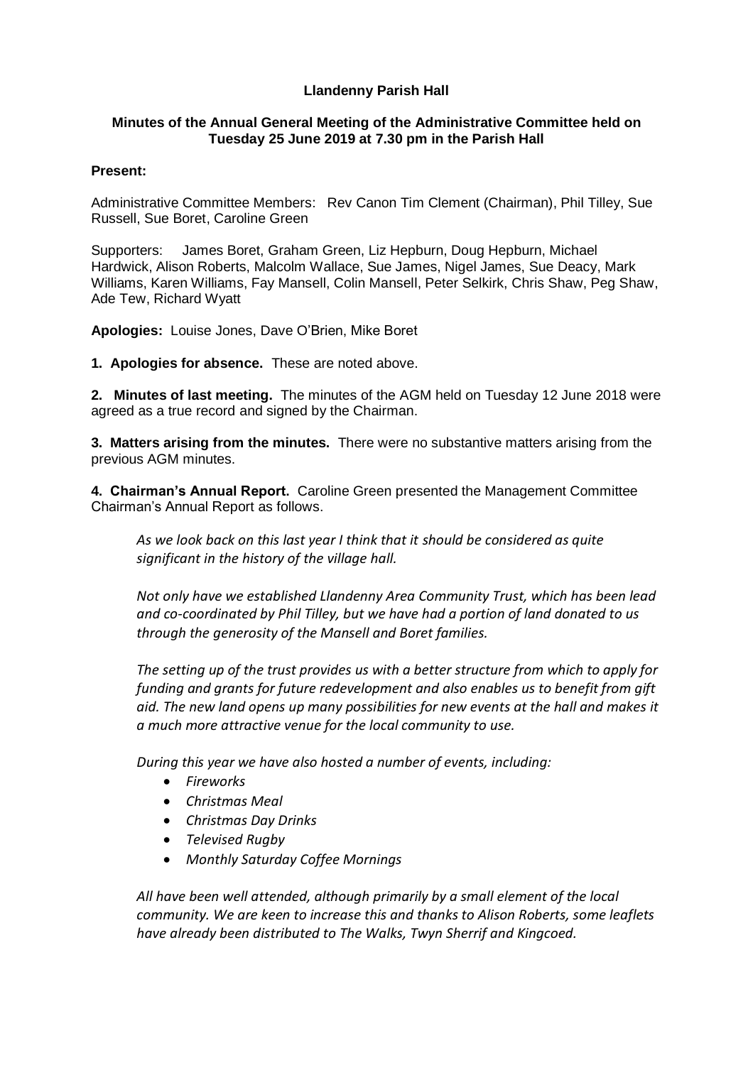# Llandenny Parish Hall

## Minutes of the Annual General Meeting of the Administrative Committee held on Tuesday 25 June 2019 at 7.30 pm in the Parish Hall

**Present:**

Administrative Committee Members: Rev Canon Tim Clement (Chairman), Phil Tilley, Sue Russell, Sue Boret, Caroline Green

Supporters: James Boret, Graham Green, Liz Hepburn, Doug Hepburn, Michael Hardwick, Alison Roberts, Malcolm Wallace, Sue James, Nigel James, Sue Deacy, Mark Williams, Karen Williams, Fay Mansell, Colin Mansell, Peter Selkirk, Chris Shaw, Peg Shaw, Ade Tew, Richard Wyatt

**Apologies:** Louise Jones, Dave O'Brien, Mike Boret

**1. Apologies for absence.** These are noted above.

**2. Minutes of last meeting.** The minutes of the AGM held on Tuesday 12 June 2018 were agreed as a true record and signed by the Chairman.

**3. Matters arising from the minutes.** There were no substantive matters arising from the previous AGM minutes.

**4. Chairman's Annual Report.** Caroline Green presented the Management Committee Chairman's Annual Report as follows.

> *As we look back on this last year I think that it should be considered as quite significant in the history of the village hall.*
>
> *Not only have we established Llandenny Area Community Trust, which has been lead and co-coordinated by Phil Tilley, but we have had a portion of land donated to us through the generosity of the Mansell and Boret families.*
>
> *The setting up of the trust provides us with a better structure from which to apply for funding and grants for future redevelopment and also enables us to benefit from gift aid. The new land opens up many possibilities for new events at the hall and makes it a much more attractive venue for the local community to use.*
>
> *During this year we have also hosted a number of events, including:*
>
> - *Fireworks*
> - *Christmas Meal*
> - *Christmas Day Drinks*
> - *Televised Rugby*
> - *Monthly Saturday Coffee Mornings*
>
> *All have been well attended, although primarily by a small element of the local community. We are keen to increase this and thanks to Alison Roberts, some leaflets have already been distributed to The Walks, Twyn Sherrif and Kingcoed.*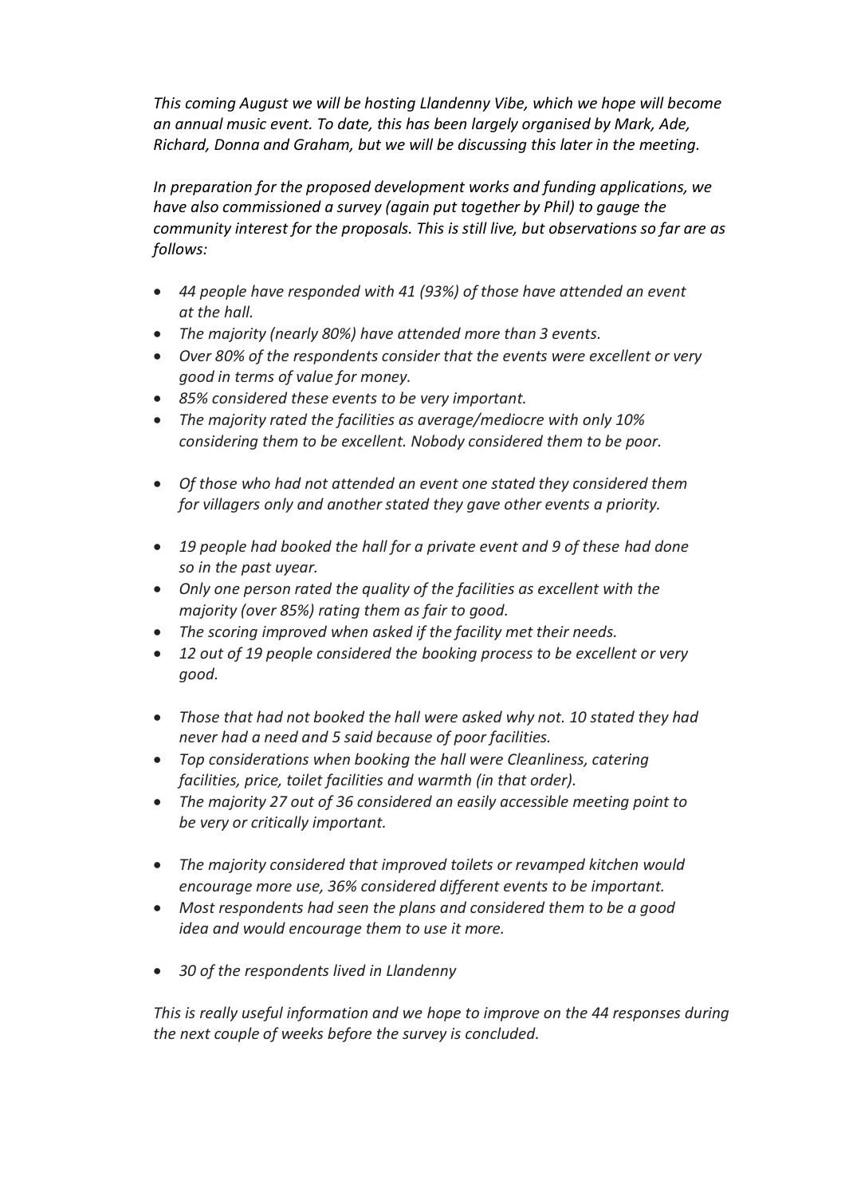*This coming August we will be hosting Llandenny Vibe, which we hope will become an annual music event. To date, this has been largely organised by Mark, Ade, Richard, Donna and Graham, but we will be discussing this later in the meeting.*

*In preparation for the proposed development works and funding applications, we have also commissioned a survey (again put together by Phil) to gauge the community interest for the proposals. This is still live, but observations so far are as follows:*

- *44 people have responded with 41 (93%) of those have attended an event at the hall.*
- *The majority (nearly 80%) have attended more than 3 events.*
- *Over 80% of the respondents consider that the events were excellent or very good in terms of value for money.*
- *85% considered these events to be very important.*
- *The majority rated the facilities as average/mediocre with only 10% considering them to be excellent. Nobody considered them to be poor.*

- *Of those who had not attended an event one stated they considered them for villagers only and another stated they gave other events a priority.*

- *19 people had booked the hall for a private event and 9 of these had done so in the past uyear.*
- *Only one person rated the quality of the facilities as excellent with the majority (over 85%) rating them as fair to good.*
- *The scoring improved when asked if the facility met their needs.*
- *12 out of 19 people considered the booking process to be excellent or very good.*

- *Those that had not booked the hall were asked why not. 10 stated they had never had a need and 5 said because of poor facilities.*
- *Top considerations when booking the hall were Cleanliness, catering facilities, price, toilet facilities and warmth (in that order).*
- *The majority 27 out of 36 considered an easily accessible meeting point to be very or critically important.*

- *The majority considered that improved toilets or revamped kitchen would encourage more use, 36% considered different events to be important.*
- *Most respondents had seen the plans and considered them to be a good idea and would encourage them to use it more.*

- *30 of the respondents lived in Llandenny*

*This is really useful information and we hope to improve on the 44 responses during the next couple of weeks before the survey is concluded.*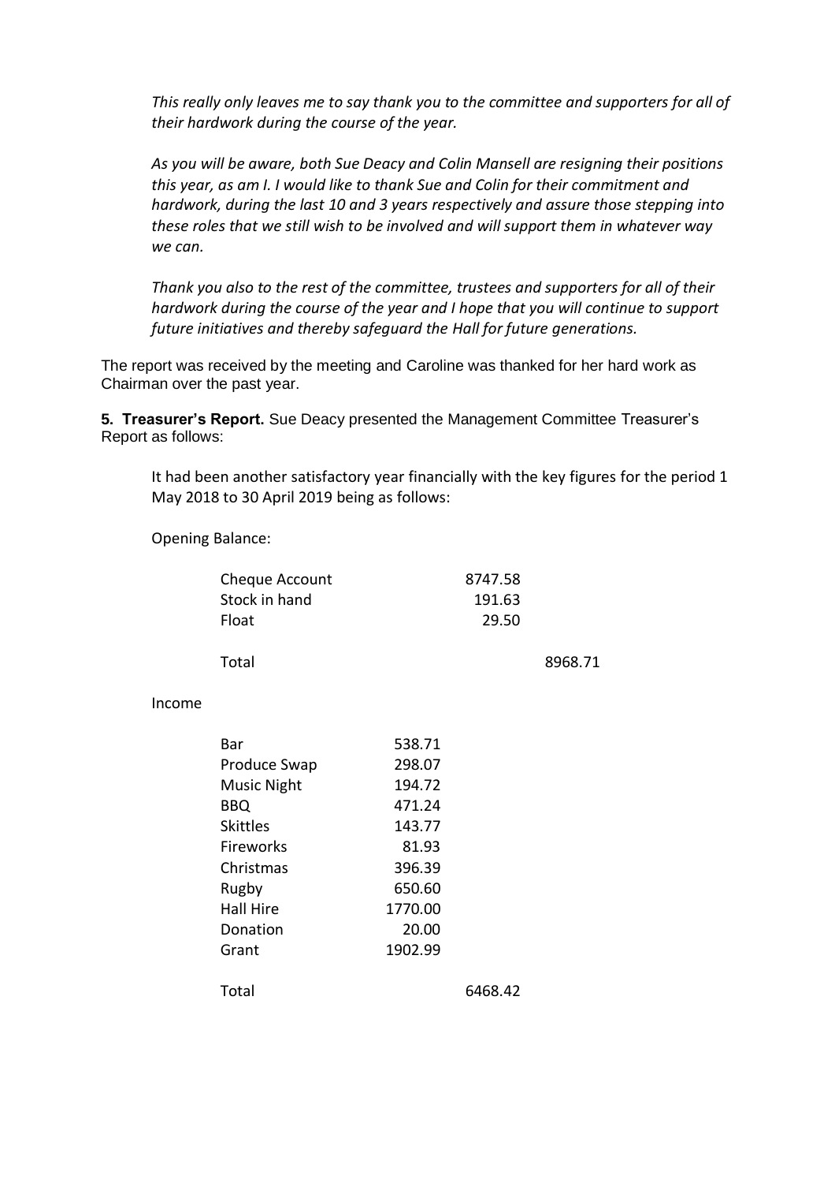*This really only leaves me to say thank you to the committee and supporters for all of their hardwork during the course of the year.*

*As you will be aware, both Sue Deacy and Colin Mansell are resigning their positions this year, as am I. I would like to thank Sue and Colin for their commitment and hardwork, during the last 10 and 3 years respectively and assure those stepping into these roles that we still wish to be involved and will support them in whatever way we can.*

*Thank you also to the rest of the committee, trustees and supporters for all of their hardwork during the course of the year and I hope that you will continue to support future initiatives and thereby safeguard the Hall for future generations.*

The report was received by the meeting and Caroline was thanked for her hard work as Chairman over the past year.

**5. Treasurer's Report.** Sue Deacy presented the Management Committee Treasurer's Report as follows:

It had been another satisfactory year financially with the key figures for the period 1 May 2018 to 30 April 2019 being as follows:

Opening Balance:

| | | |
|---|---|---|
| Cheque Account | 8747.58 | |
| Stock in hand | 191.63 | |
| Float | 29.50 | |
| Total | | 8968.71 |

Income

| | | |
|---|---|---|
| Bar | 538.71 | |
| Produce Swap | 298.07 | |
| Music Night | 194.72 | |
| BBQ | 471.24 | |
| Skittles | 143.77 | |
| Fireworks | 81.93 | |
| Christmas | 396.39 | |
| Rugby | 650.60 | |
| Hall Hire | 1770.00 | |
| Donation | 20.00 | |
| Grant | 1902.99 | |
| Total | | 6468.42 |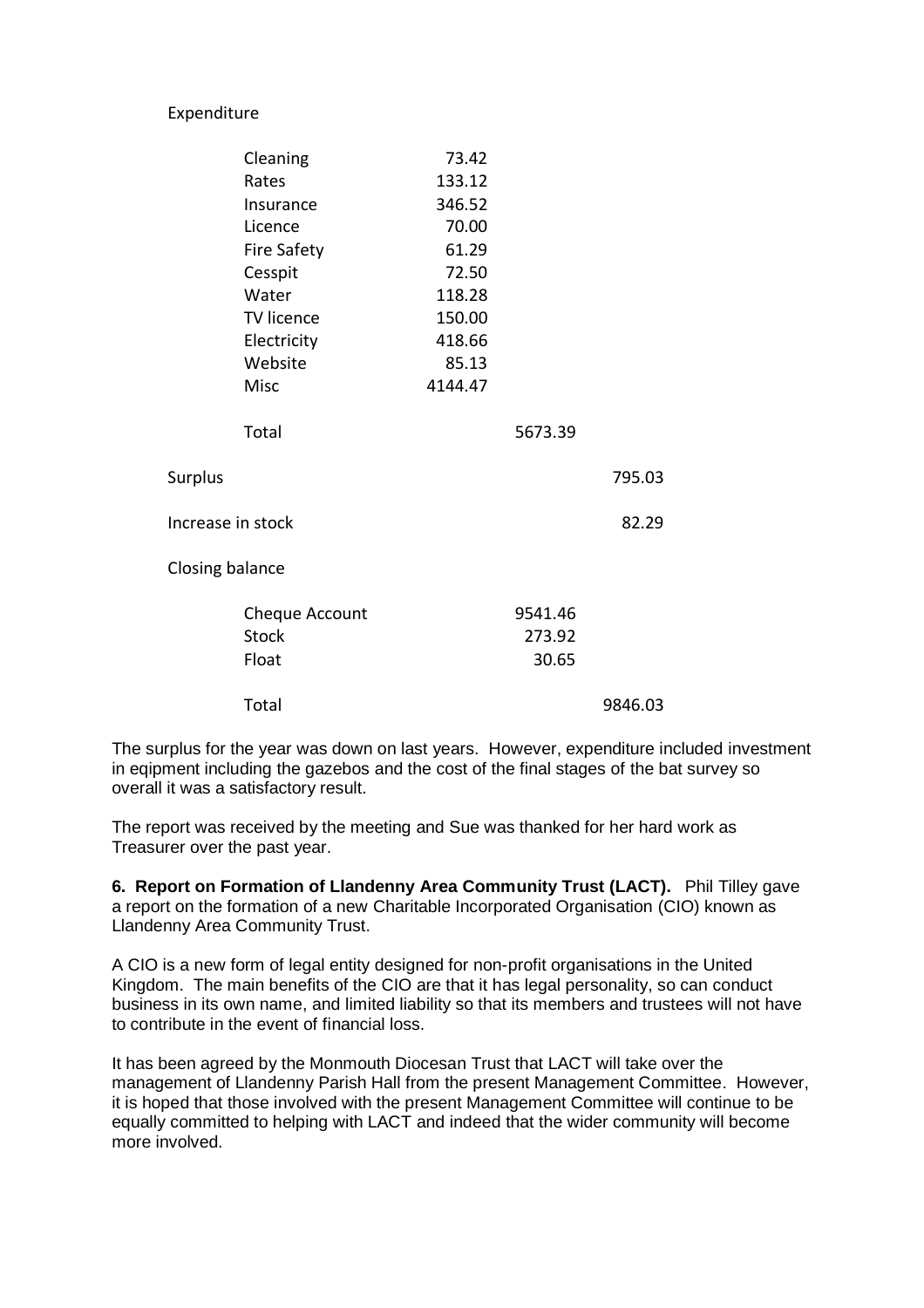Expenditure

| | | | |
|---|---|---|---|
| Cleaning | 73.42 | | |
| Rates | 133.12 | | |
| Insurance | 346.52 | | |
| Licence | 70.00 | | |
| Fire Safety | 61.29 | | |
| Cesspit | 72.50 | | |
| Water | 118.28 | | |
| TV licence | 150.00 | | |
| Electricity | 418.66 | | |
| Website | 85.13 | | |
| Misc | 4144.47 | | |
| Total | | 5673.39 | |
| Surplus | | | 795.03 |
| Increase in stock | | | 82.29 |
| Closing balance | | | |
| Cheque Account | | 9541.46 | |
| Stock | | 273.92 | |
| Float | | 30.65 | |
| Total | | | 9846.03 |

The surplus for the year was down on last years. However, expenditure included investment in eqipment including the gazebos and the cost of the final stages of the bat survey so overall it was a satisfactory result.

The report was received by the meeting and Sue was thanked for her hard work as Treasurer over the past year.

**6. Report on Formation of Llandenny Area Community Trust (LACT).** Phil Tilley gave a report on the formation of a new Charitable Incorporated Organisation (CIO) known as Llandenny Area Community Trust.

A CIO is a new form of legal entity designed for non-profit organisations in the United Kingdom. The main benefits of the CIO are that it has legal personality, so can conduct business in its own name, and limited liability so that its members and trustees will not have to contribute in the event of financial loss.

It has been agreed by the Monmouth Diocesan Trust that LACT will take over the management of Llandenny Parish Hall from the present Management Committee. However, it is hoped that those involved with the present Management Committee will continue to be equally committed to helping with LACT and indeed that the wider community will become more involved.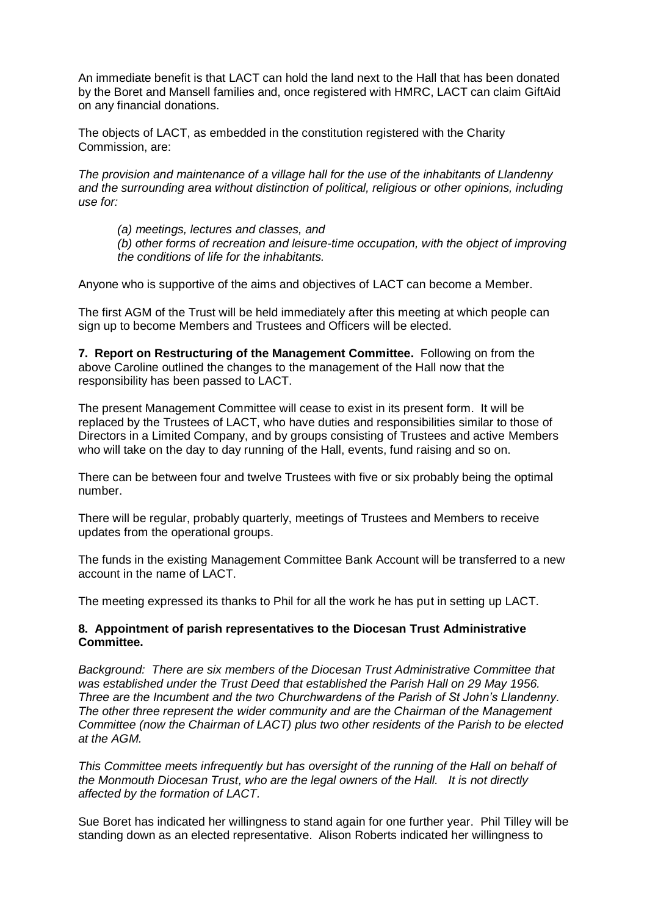An immediate benefit is that LACT can hold the land next to the Hall that has been donated by the Boret and Mansell families and, once registered with HMRC, LACT can claim GiftAid on any financial donations.

The objects of LACT, as embedded in the constitution registered with the Charity Commission, are:

*The provision and maintenance of a village hall for the use of the inhabitants of Llandenny and the surrounding area without distinction of political, religious or other opinions, including use for:*

> *(a) meetings, lectures and classes, and*
> *(b) other forms of recreation and leisure-time occupation, with the object of improving the conditions of life for the inhabitants.*

Anyone who is supportive of the aims and objectives of LACT can become a Member.

The first AGM of the Trust will be held immediately after this meeting at which people can sign up to become Members and Trustees and Officers will be elected.

**7. Report on Restructuring of the Management Committee.** Following on from the above Caroline outlined the changes to the management of the Hall now that the responsibility has been passed to LACT.

The present Management Committee will cease to exist in its present form. It will be replaced by the Trustees of LACT, who have duties and responsibilities similar to those of Directors in a Limited Company, and by groups consisting of Trustees and active Members who will take on the day to day running of the Hall, events, fund raising and so on.

There can be between four and twelve Trustees with five or six probably being the optimal number.

There will be regular, probably quarterly, meetings of Trustees and Members to receive updates from the operational groups.

The funds in the existing Management Committee Bank Account will be transferred to a new account in the name of LACT.

The meeting expressed its thanks to Phil for all the work he has put in setting up LACT.

**8. Appointment of parish representatives to the Diocesan Trust Administrative Committee.**

*Background: There are six members of the Diocesan Trust Administrative Committee that was established under the Trust Deed that established the Parish Hall on 29 May 1956. Three are the Incumbent and the two Churchwardens of the Parish of St John's Llandenny. The other three represent the wider community and are the Chairman of the Management Committee (now the Chairman of LACT) plus two other residents of the Parish to be elected at the AGM.*

*This Committee meets infrequently but has oversight of the running of the Hall on behalf of the Monmouth Diocesan Trust, who are the legal owners of the Hall. It is not directly affected by the formation of LACT.*

Sue Boret has indicated her willingness to stand again for one further year. Phil Tilley will be standing down as an elected representative. Alison Roberts indicated her willingness to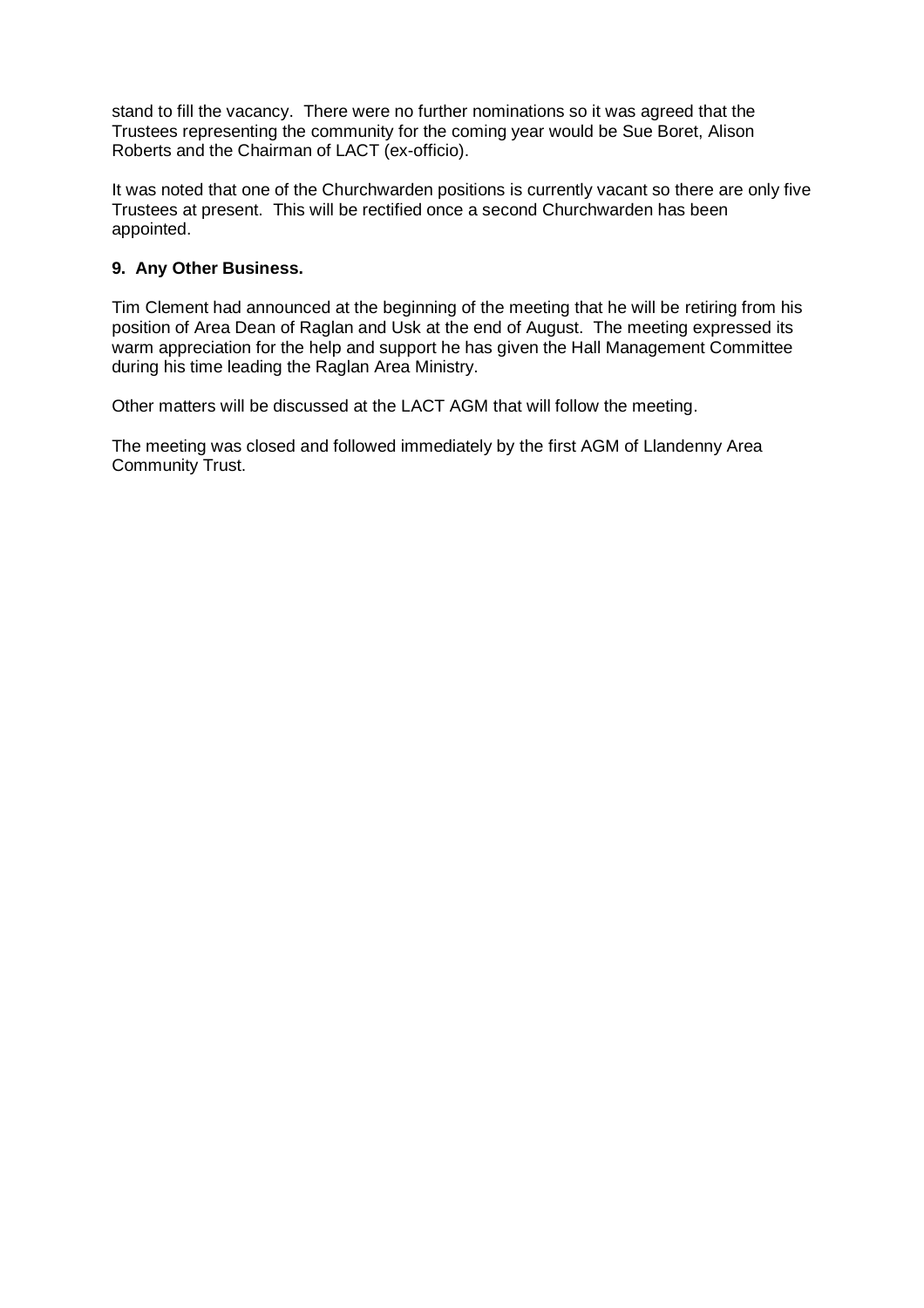stand to fill the vacancy. There were no further nominations so it was agreed that the Trustees representing the community for the coming year would be Sue Boret, Alison Roberts and the Chairman of LACT (ex-officio).

It was noted that one of the Churchwarden positions is currently vacant so there are only five Trustees at present. This will be rectified once a second Churchwarden has been appointed.

**9. Any Other Business.**

Tim Clement had announced at the beginning of the meeting that he will be retiring from his position of Area Dean of Raglan and Usk at the end of August. The meeting expressed its warm appreciation for the help and support he has given the Hall Management Committee during his time leading the Raglan Area Ministry.

Other matters will be discussed at the LACT AGM that will follow the meeting.

The meeting was closed and followed immediately by the first AGM of Llandenny Area Community Trust.